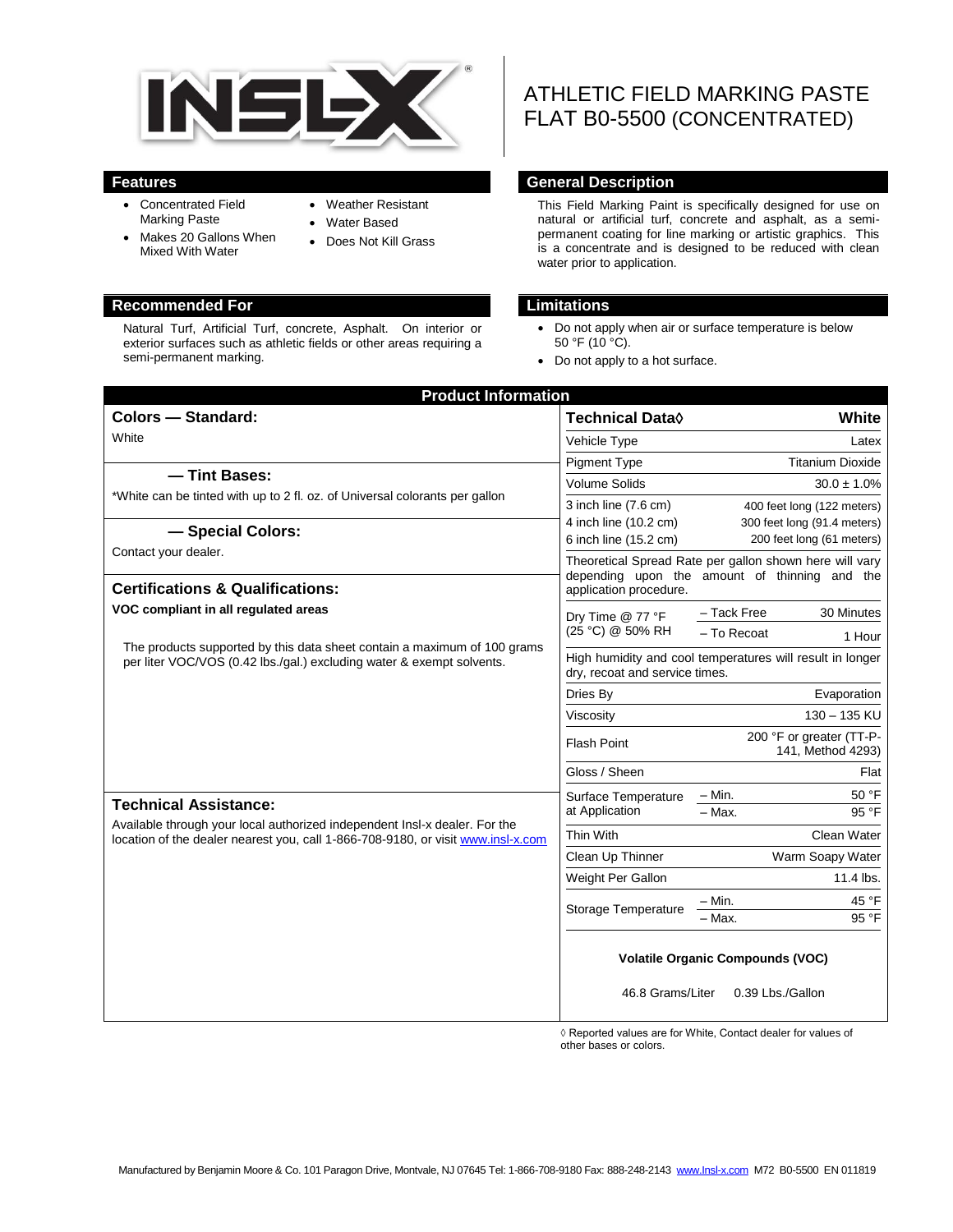# ATHLETIC FIELD MARKING PASTE FLAT B0-5500 (CONCENTRATED)

## Features

- Concentrated Field Marking Paste
- Makes 20 Gallons When Mixed With Water
- Weather Resistant
- Water Based
- Does Not Kill Grass

## General Description

This Field Marking Paint is specifically designed for use on natural or artificial turf, concrete and asphalt, as a semi-permanent coating for line marking or artistic graphics. This is a concentrate and is designed to be reduced with clean water prior to application.

## Recommended For

Natural Turf, Artificial Turf, concrete, Asphalt. On interior or exterior surfaces such as athletic fields or other areas requiring a semi-permanent marking.

## Limitations

- Do not apply when air or surface temperature is below 50 °F (10 °C).
- Do not apply to a hot surface.

## Product Information

### Colors — Standard:

White

### — Tint Bases:

*White can be tinted with up to 2 fl. oz. of Universal colorants per gallon

### — Special Colors:

Contact your dealer.

### Certifications & Qualifications:

**VOC compliant in all regulated areas**

The products supported by this data sheet contain a maximum of 100 grams per liter VOC/VOS (0.42 lbs./gal.) excluding water & exempt solvents.

### Technical Assistance:

Available through your local authorized independent Insl-x dealer. For the location of the dealer nearest you, call 1-866-708-9180, or visit www.insl-x.com

| Technical Data◊ | | White |
|---|---|---|
| Vehicle Type | | Latex |
| Pigment Type | | Titanium Dioxide |
| Volume Solids | | 30.0 ± 1.0% |
| 3 inch line (7.6 cm) | | 400 feet long (122 meters) |
| 4 inch line (10.2 cm) | | 300 feet long (91.4 meters) |
| 6 inch line (15.2 cm) | | 200 feet long (61 meters) |
| Theoretical Spread Rate per gallon shown here will vary depending upon the amount of thinning and the application procedure. | | |
| Dry Time @ 77 °F (25 °C) @ 50% RH | – Tack Free | 30 Minutes |
| | – To Recoat | 1 Hour |
| High humidity and cool temperatures will result in longer dry, recoat and service times. | | |
| Dries By | | Evaporation |
| Viscosity | | 130 – 135 KU |
| Flash Point | | 200 °F or greater (TT-P-141, Method 4293) |
| Gloss / Sheen | | Flat |
| Surface Temperature at Application | – Min. | 50 °F |
| | – Max. | 95 °F |
| Thin With | | Clean Water |
| Clean Up Thinner | | Warm Soapy Water |
| Weight Per Gallon | | 11.4 lbs. |
| Storage Temperature | – Min. | 45 °F |
| | – Max. | 95 °F |

**Volatile Organic Compounds (VOC)**

46.8 Grams/Liter 0.39 Lbs./Gallon

◊ Reported values are for White, Contact dealer for values of other bases or colors.

Manufactured by Benjamin Moore & Co. 101 Paragon Drive, Montvale, NJ 07645 Tel: 1-866-708-9180 Fax: 888-248-2143 www.insl-x.com M72 B0-5500 EN 011819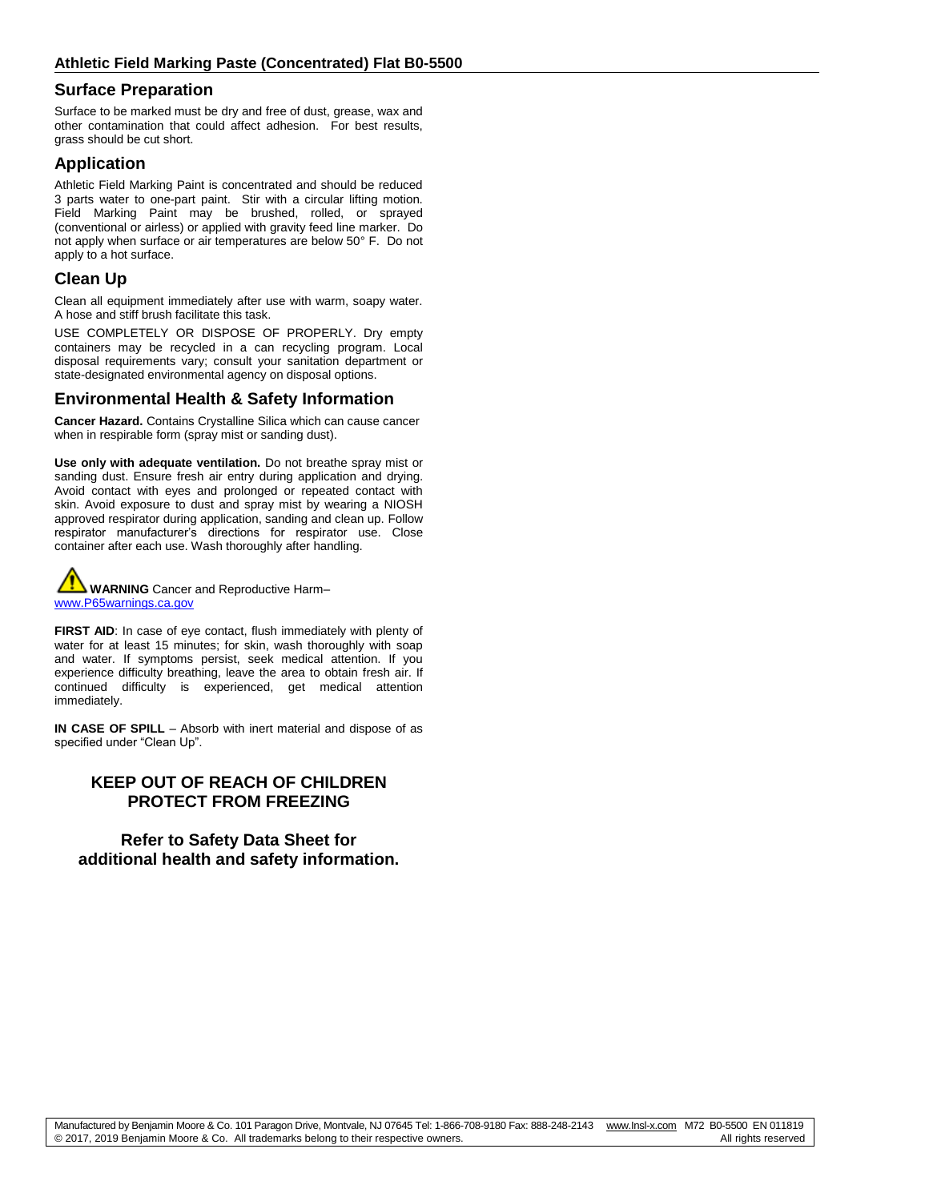## Athletic Field Marking Paste (Concentrated) Flat B0-5500

### Surface Preparation

Surface to be marked must be dry and free of dust, grease, wax and other contamination that could affect adhesion. For best results, grass should be cut short.

### Application

Athletic Field Marking Paint is concentrated and should be reduced 3 parts water to one-part paint. Stir with a circular lifting motion. Field Marking Paint may be brushed, rolled, or sprayed (conventional or airless) or applied with gravity feed line marker. Do not apply when surface or air temperatures are below 50° F. Do not apply to a hot surface.

### Clean Up

Clean all equipment immediately after use with warm, soapy water. A hose and stiff brush facilitate this task.

USE COMPLETELY OR DISPOSE OF PROPERLY. Dry empty containers may be recycled in a can recycling program. Local disposal requirements vary; consult your sanitation department or state-designated environmental agency on disposal options.

### Environmental Health & Safety Information

**Cancer Hazard.** Contains Crystalline Silica which can cause cancer when in respirable form (spray mist or sanding dust).

**Use only with adequate ventilation.** Do not breathe spray mist or sanding dust. Ensure fresh air entry during application and drying. Avoid contact with eyes and prolonged or repeated contact with skin. Avoid exposure to dust and spray mist by wearing a NIOSH approved respirator during application, sanding and clean up. Follow respirator manufacturer's directions for respirator use. Close container after each use. Wash thoroughly after handling.

⚠ **WARNING** Cancer and Reproductive Harm– www.P65warnings.ca.gov

**FIRST AID**: In case of eye contact, flush immediately with plenty of water for at least 15 minutes; for skin, wash thoroughly with soap and water. If symptoms persist, seek medical attention. If you experience difficulty breathing, leave the area to obtain fresh air. If continued difficulty is experienced, get medical attention immediately.

**IN CASE OF SPILL** – Absorb with inert material and dispose of as specified under "Clean Up".

**KEEP OUT OF REACH OF CHILDREN**
**PROTECT FROM FREEZING**

**Refer to Safety Data Sheet for additional health and safety information.**

Manufactured by Benjamin Moore & Co. 101 Paragon Drive, Montvale, NJ 07645 Tel: 1-866-708-9180 Fax: 888-248-2143 www.Insl-x.com M72 B0-5500 EN 011819
© 2017, 2019 Benjamin Moore & Co. All trademarks belong to their respective owners. All rights reserved